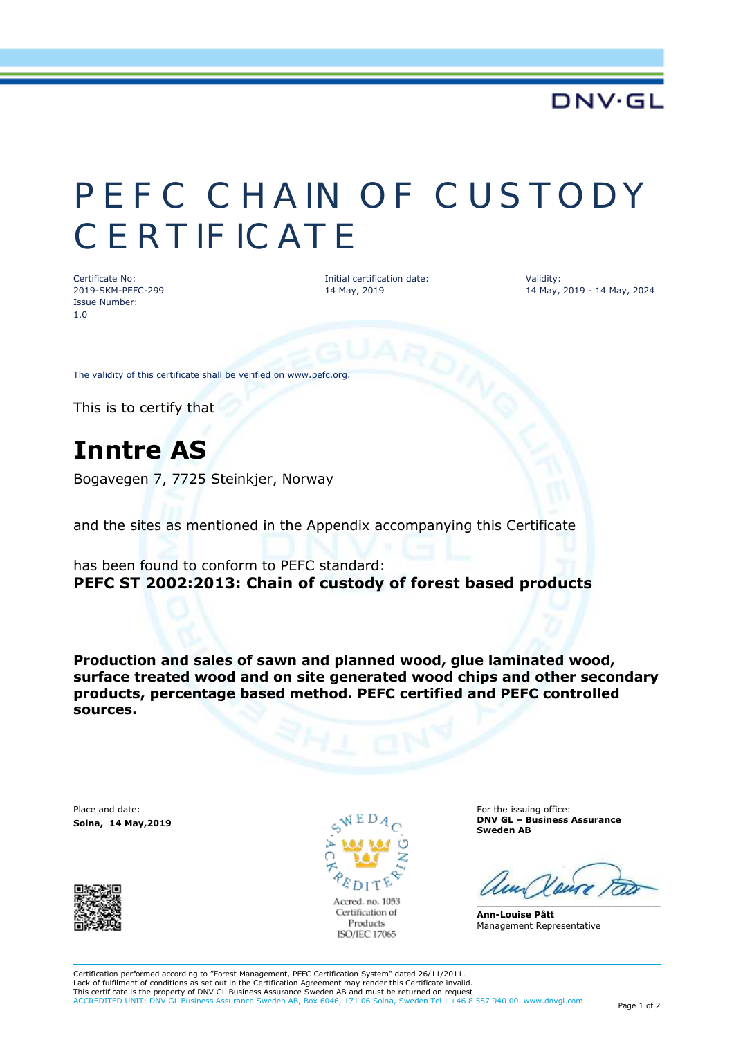DNV·GL

# PEFC CHAIN OF CUSTODY CERTIFICATE

| Certificate No: | Initial certification date: | Validity: |
|---|---|---|
| 2019-SKM-PEFC-299 | 14 May, 2019 | 14 May, 2019 - 14 May, 2024 |
| Issue Number: | | |
| 1.0 | | |

The validity of this certificate shall be verified on www.pefc.org.

This is to certify that

## Inntre AS

Bogavegen 7, 7725 Steinkjer, Norway

and the sites as mentioned in the Appendix accompanying this Certificate

has been found to conform to PEFC standard:
**PEFC ST 2002:2013: Chain of custody of forest based products**

**Production and sales of sawn and planned wood, glue laminated wood, surface treated wood and on site generated wood chips and other secondary products, percentage based method. PEFC certified and PEFC controlled sources.**

Place and date:
**Solna, 14 May,2019**

SWEDAC ACKREDITERING
Accred. no. 1053
Certification of Products
ISO/IEC 17065

For the issuing office:
**DNV GL – Business Assurance Sweden AB**

**Ann-Louise Pått**
Management Representative

Certification performed according to "Forest Management, PEFC Certification System" dated 26/11/2011.
Lack of fulfilment of conditions as set out in the Certification Agreement may render this Certificate invalid.
This certificate is the property of DNV GL Business Assurance Sweden AB and must be returned on request
ACCREDITED UNIT: DNV GL Business Assurance Sweden AB, Box 6046, 171 06 Solna, Sweden Tel.: +46 8 587 940 00. www.dnvgl.com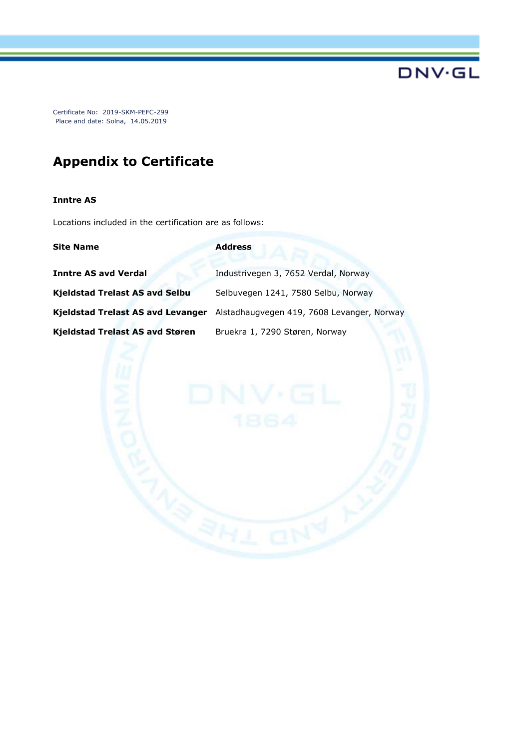Certificate No: 2019-SKM-PEFC-299
Place and date: Solna, 14.05.2019

# Appendix to Certificate

**Inntre AS**

Locations included in the certification are as follows:

| Site Name | Address |
|---|---|
| **Inntre AS avd Verdal** | Industrivegen 3, 7652 Verdal, Norway |
| **Kjeldstad Trelast AS avd Selbu** | Selbuvegen 1241, 7580 Selbu, Norway |
| **Kjeldstad Trelast AS avd Levanger** | Alstadhaugvegen 419, 7608 Levanger, Norway |
| **Kjeldstad Trelast AS avd Støren** | Bruekra 1, 7290 Støren, Norway |